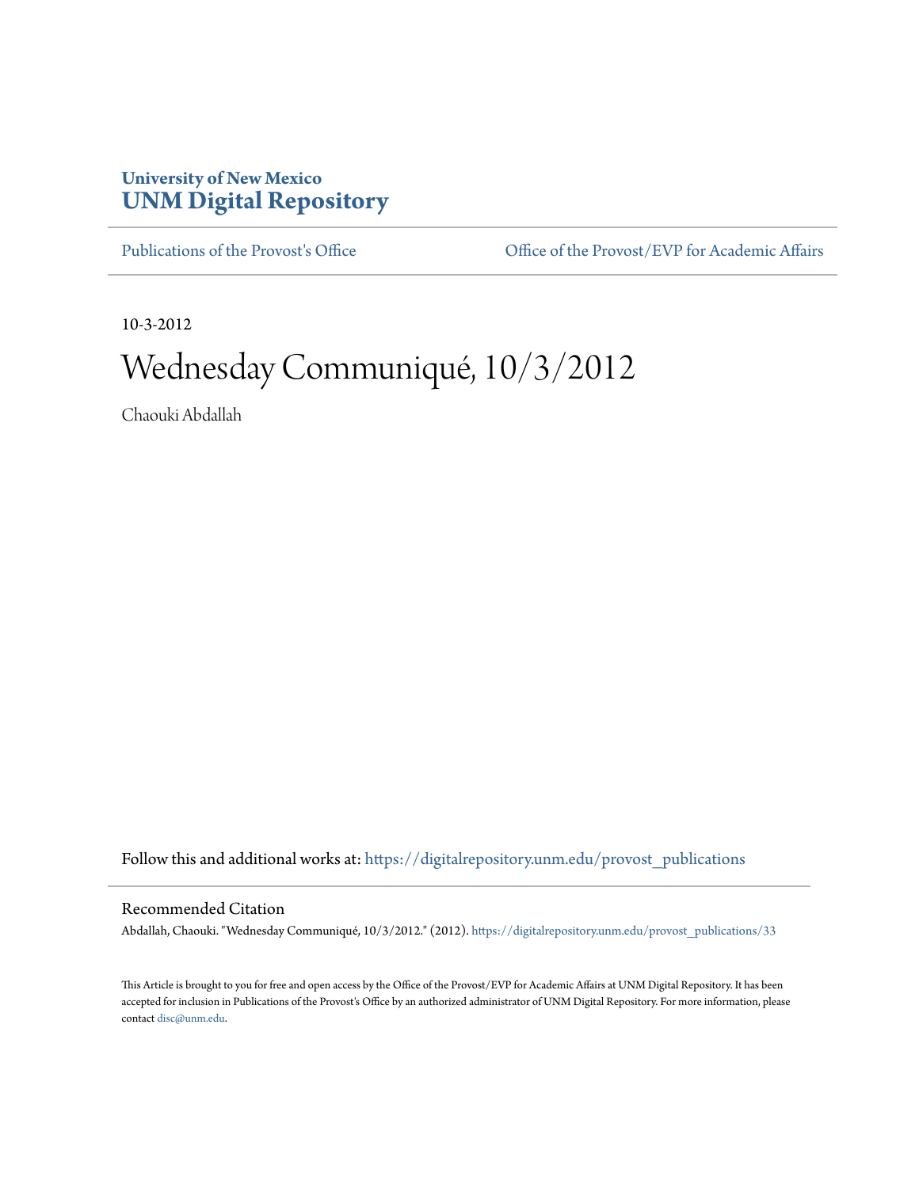**University of New Mexico**
**UNM Digital Repository**

Publications of the Provost's Office | Office of the Provost/EVP for Academic Affairs

10-3-2012

# Wednesday Communiqué, 10/3/2012

Chaouki Abdallah

Follow this and additional works at: https://digitalrepository.unm.edu/provost_publications

## Recommended Citation

Abdallah, Chaouki. "Wednesday Communiqué, 10/3/2012." (2012). https://digitalrepository.unm.edu/provost_publications/33

This Article is brought to you for free and open access by the Office of the Provost/EVP for Academic Affairs at UNM Digital Repository. It has been accepted for inclusion in Publications of the Provost's Office by an authorized administrator of UNM Digital Repository. For more information, please contact disc@unm.edu.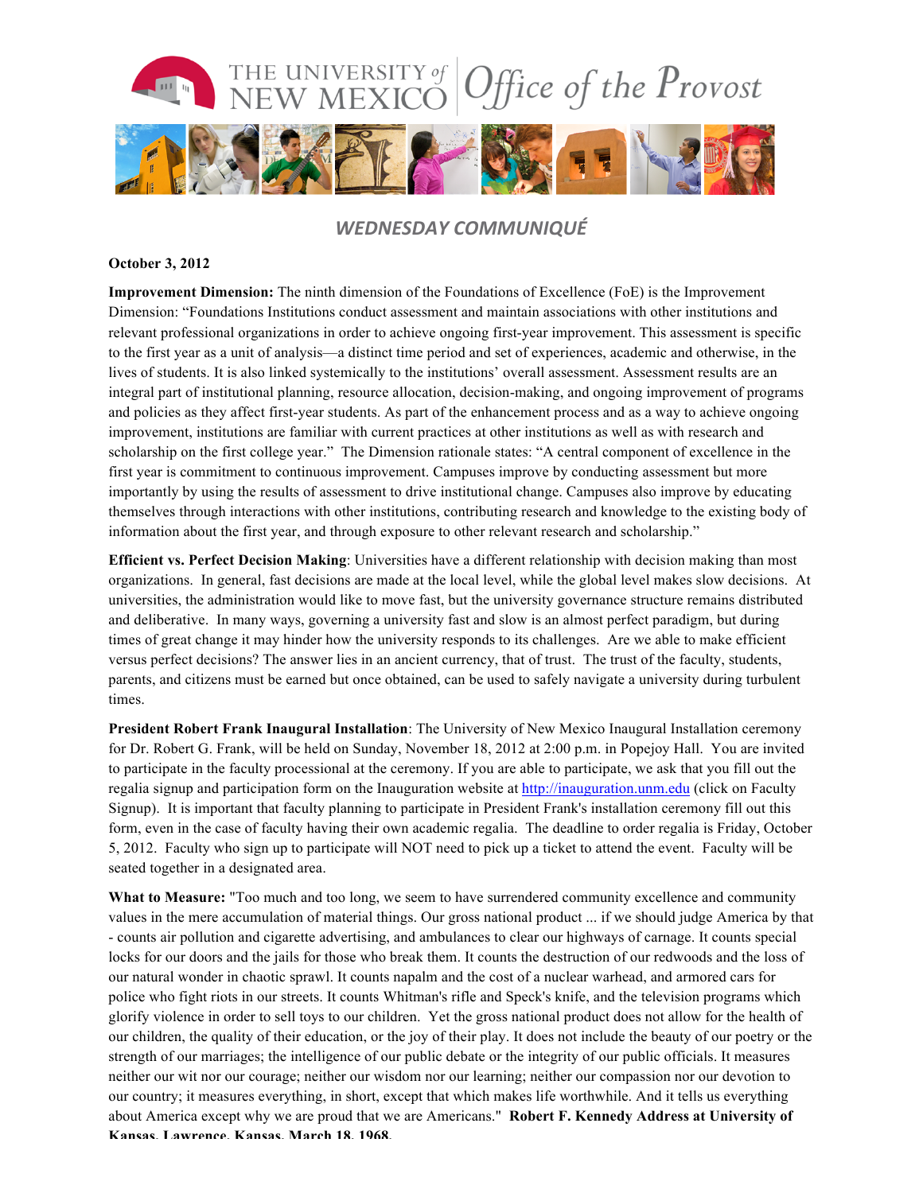THE UNIVERSITY of NEW MEXICO | Office of the Provost

## *WEDNESDAY COMMUNIQUÉ*

**October 3, 2012**

**Improvement Dimension:** The ninth dimension of the Foundations of Excellence (FoE) is the Improvement Dimension: "Foundations Institutions conduct assessment and maintain associations with other institutions and relevant professional organizations in order to achieve ongoing first-year improvement. This assessment is specific to the first year as a unit of analysis—a distinct time period and set of experiences, academic and otherwise, in the lives of students. It is also linked systemically to the institutions' overall assessment. Assessment results are an integral part of institutional planning, resource allocation, decision-making, and ongoing improvement of programs and policies as they affect first-year students. As part of the enhancement process and as a way to achieve ongoing improvement, institutions are familiar with current practices at other institutions as well as with research and scholarship on the first college year." The Dimension rationale states: "A central component of excellence in the first year is commitment to continuous improvement. Campuses improve by conducting assessment but more importantly by using the results of assessment to drive institutional change. Campuses also improve by educating themselves through interactions with other institutions, contributing research and knowledge to the existing body of information about the first year, and through exposure to other relevant research and scholarship."

**Efficient vs. Perfect Decision Making**: Universities have a different relationship with decision making than most organizations. In general, fast decisions are made at the local level, while the global level makes slow decisions. At universities, the administration would like to move fast, but the university governance structure remains distributed and deliberative. In many ways, governing a university fast and slow is an almost perfect paradigm, but during times of great change it may hinder how the university responds to its challenges. Are we able to make efficient versus perfect decisions? The answer lies in an ancient currency, that of trust. The trust of the faculty, students, parents, and citizens must be earned but once obtained, can be used to safely navigate a university during turbulent times.

**President Robert Frank Inaugural Installation**: The University of New Mexico Inaugural Installation ceremony for Dr. Robert G. Frank, will be held on Sunday, November 18, 2012 at 2:00 p.m. in Popejoy Hall. You are invited to participate in the faculty processional at the ceremony. If you are able to participate, we ask that you fill out the regalia signup and participation form on the Inauguration website at http://inauguration.unm.edu (click on Faculty Signup). It is important that faculty planning to participate in President Frank's installation ceremony fill out this form, even in the case of faculty having their own academic regalia. The deadline to order regalia is Friday, October 5, 2012. Faculty who sign up to participate will NOT need to pick up a ticket to attend the event. Faculty will be seated together in a designated area.

**What to Measure:** "Too much and too long, we seem to have surrendered community excellence and community values in the mere accumulation of material things. Our gross national product ... if we should judge America by that - counts air pollution and cigarette advertising, and ambulances to clear our highways of carnage. It counts special locks for our doors and the jails for those who break them. It counts the destruction of our redwoods and the loss of our natural wonder in chaotic sprawl. It counts napalm and the cost of a nuclear warhead, and armored cars for police who fight riots in our streets. It counts Whitman's rifle and Speck's knife, and the television programs which glorify violence in order to sell toys to our children. Yet the gross national product does not allow for the health of our children, the quality of their education, or the joy of their play. It does not include the beauty of our poetry or the strength of our marriages; the intelligence of our public debate or the integrity of our public officials. It measures neither our wit nor our courage; neither our wisdom nor our learning; neither our compassion nor our devotion to our country; it measures everything, in short, except that which makes life worthwhile. And it tells us everything about America except why we are proud that we are Americans." **Robert F. Kennedy Address at University of Kansas, Lawrence, Kansas, March 18, 1968.**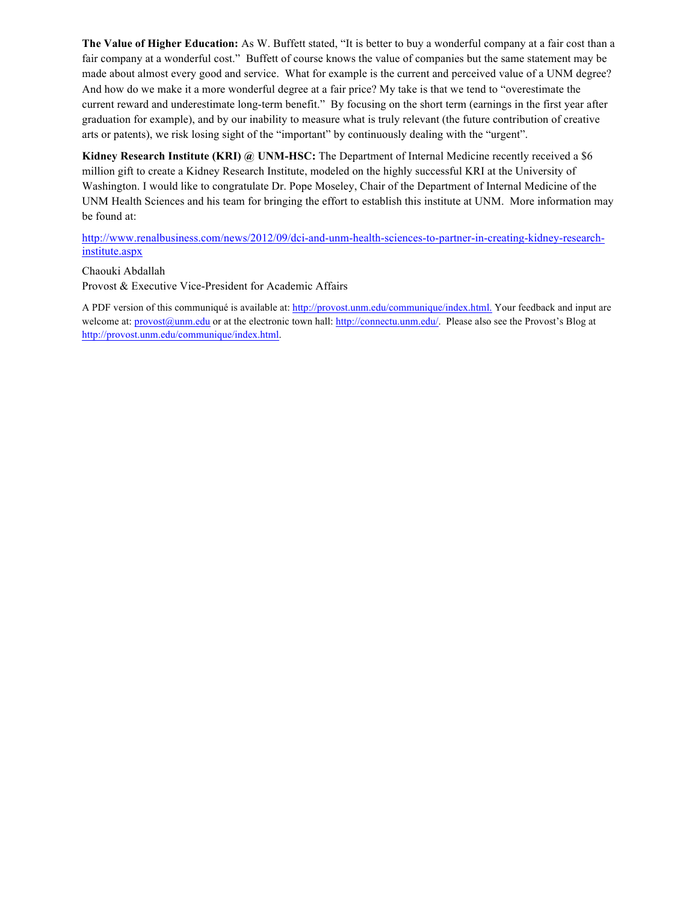**The Value of Higher Education:** As W. Buffett stated, "It is better to buy a wonderful company at a fair cost than a fair company at a wonderful cost." Buffett of course knows the value of companies but the same statement may be made about almost every good and service. What for example is the current and perceived value of a UNM degree? And how do we make it a more wonderful degree at a fair price? My take is that we tend to "overestimate the current reward and underestimate long-term benefit." By focusing on the short term (earnings in the first year after graduation for example), and by our inability to measure what is truly relevant (the future contribution of creative arts or patents), we risk losing sight of the "important" by continuously dealing with the "urgent".

**Kidney Research Institute (KRI) @ UNM-HSC:** The Department of Internal Medicine recently received a $6 million gift to create a Kidney Research Institute, modeled on the highly successful KRI at the University of Washington. I would like to congratulate Dr. Pope Moseley, Chair of the Department of Internal Medicine of the UNM Health Sciences and his team for bringing the effort to establish this institute at UNM. More information may be found at:

http://www.renalbusiness.com/news/2012/09/dci-and-unm-health-sciences-to-partner-in-creating-kidney-research-institute.aspx

Chaouki Abdallah
Provost & Executive Vice-President for Academic Affairs

A PDF version of this communiqué is available at: http://provost.unm.edu/communique/index.html. Your feedback and input are welcome at: provost@unm.edu or at the electronic town hall: http://connectu.unm.edu/. Please also see the Provost's Blog at http://provost.unm.edu/communique/index.html.